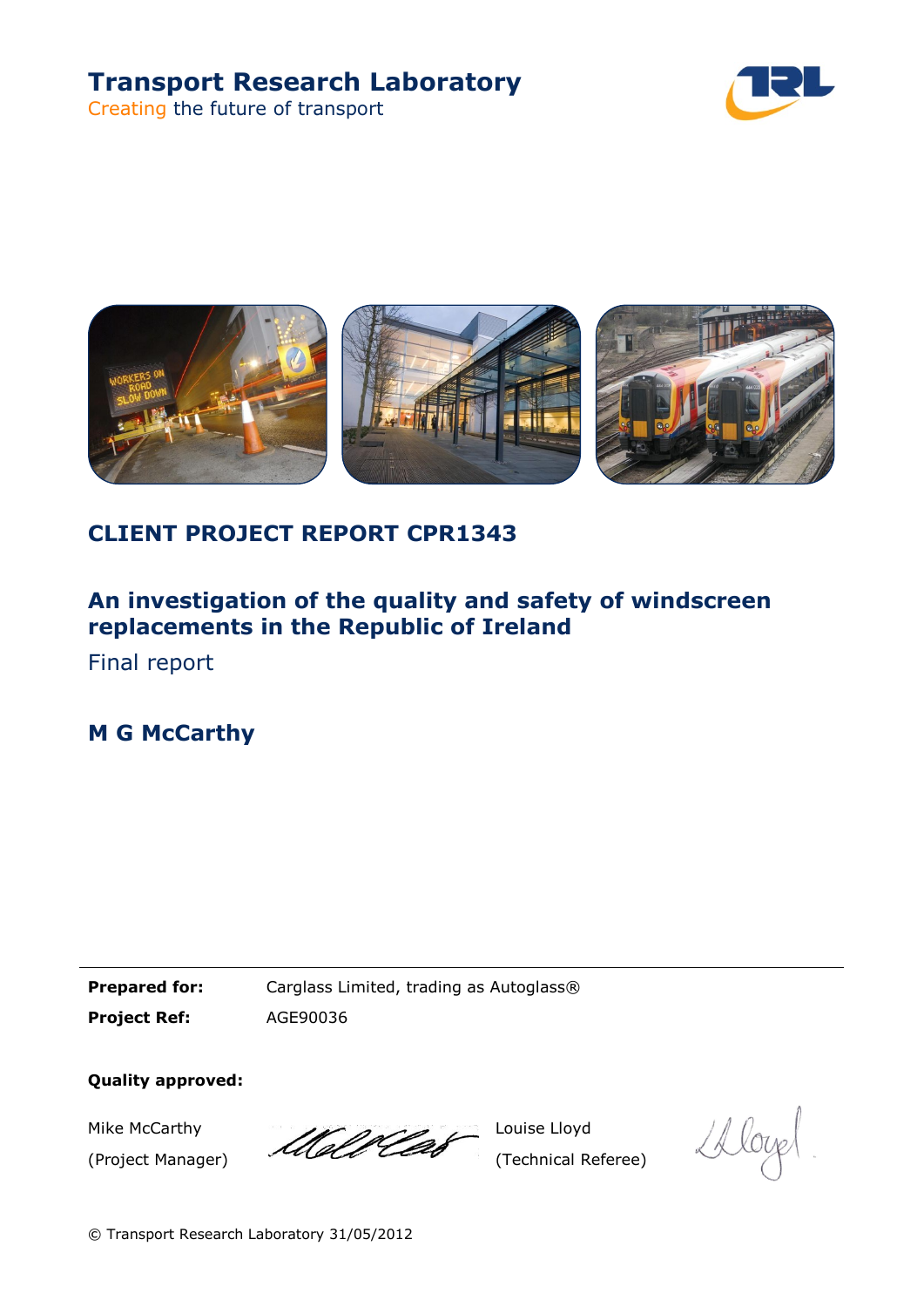**Transport Research Laboratory**

Creating the future of transport

## CLIENT PROJECT REPORT CPR1343

# An investigation of the quality and safety of windscreen replacements in the Republic of Ireland

Final report

**M G McCarthy**

| | |
|---|---|
| **Prepared for:** | Carglass Limited, trading as Autoglass® |
| **Project Ref:** | AGE90036 |

**Quality approved:**

| | | | |
|---|---|---|---|
| Mike McCarthy (Project Manager) | | Louise Lloyd (Technical Referee) | |

© Transport Research Laboratory 31/05/2012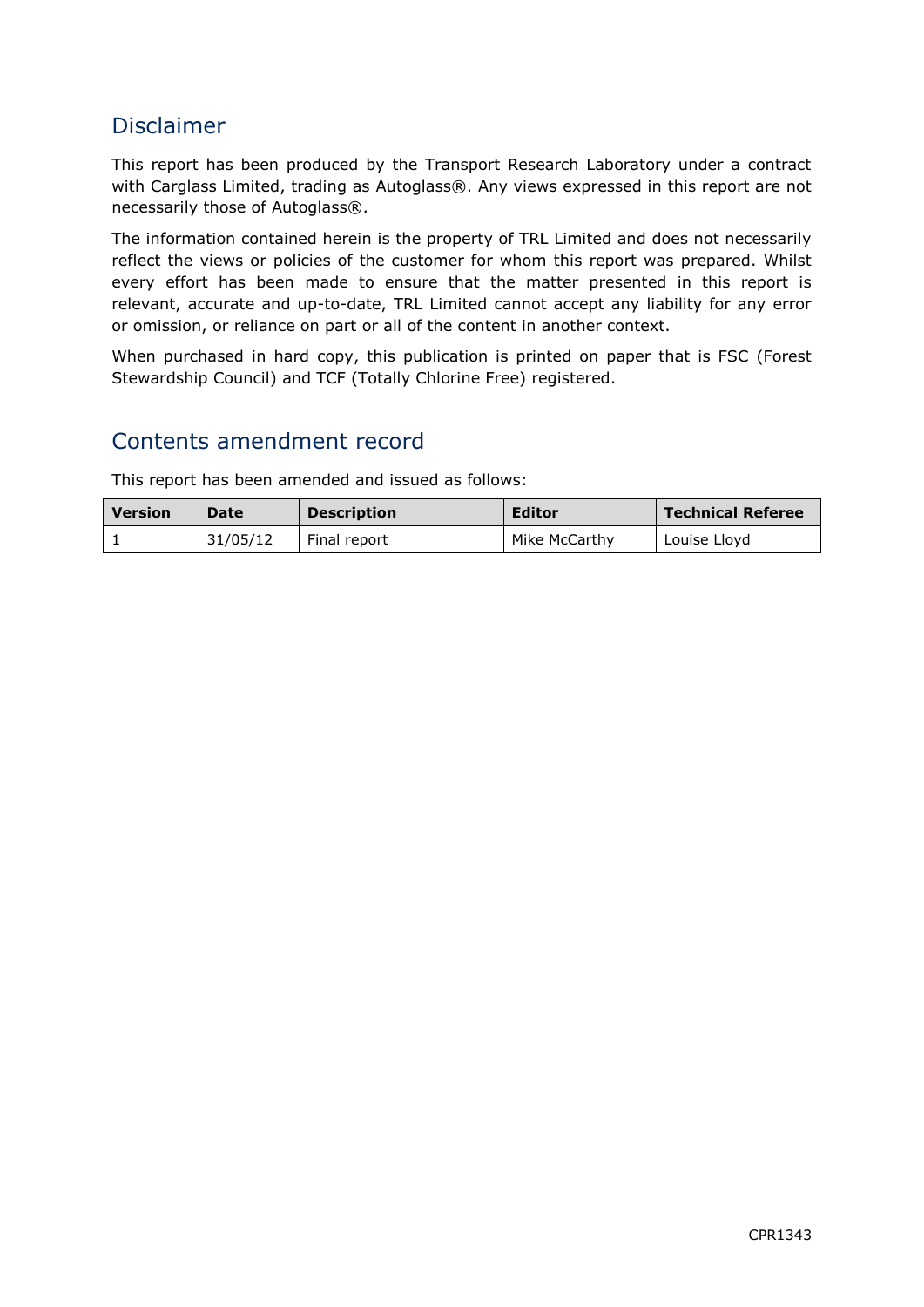## Disclaimer

This report has been produced by the Transport Research Laboratory under a contract with Carglass Limited, trading as Autoglass®. Any views expressed in this report are not necessarily those of Autoglass®.

The information contained herein is the property of TRL Limited and does not necessarily reflect the views or policies of the customer for whom this report was prepared. Whilst every effort has been made to ensure that the matter presented in this report is relevant, accurate and up-to-date, TRL Limited cannot accept any liability for any error or omission, or reliance on part or all of the content in another context.

When purchased in hard copy, this publication is printed on paper that is FSC (Forest Stewardship Council) and TCF (Totally Chlorine Free) registered.

## Contents amendment record

This report has been amended and issued as follows:

| Version | Date | Description | Editor | Technical Referee |
|---|---|---|---|---|
| 1 | 31/05/12 | Final report | Mike McCarthy | Louise Lloyd |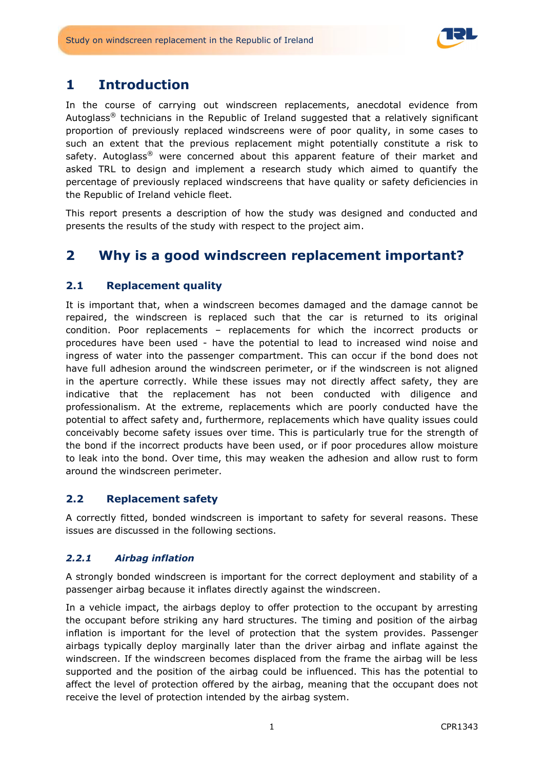# 1 Introduction

In the course of carrying out windscreen replacements, anecdotal evidence from Autoglass® technicians in the Republic of Ireland suggested that a relatively significant proportion of previously replaced windscreens were of poor quality, in some cases to such an extent that the previous replacement might potentially constitute a risk to safety. Autoglass® were concerned about this apparent feature of their market and asked TRL to design and implement a research study which aimed to quantify the percentage of previously replaced windscreens that have quality or safety deficiencies in the Republic of Ireland vehicle fleet.

This report presents a description of how the study was designed and conducted and presents the results of the study with respect to the project aim.

# 2 Why is a good windscreen replacement important?

## 2.1 Replacement quality

It is important that, when a windscreen becomes damaged and the damage cannot be repaired, the windscreen is replaced such that the car is returned to its original condition. Poor replacements – replacements for which the incorrect products or procedures have been used - have the potential to lead to increased wind noise and ingress of water into the passenger compartment. This can occur if the bond does not have full adhesion around the windscreen perimeter, or if the windscreen is not aligned in the aperture correctly. While these issues may not directly affect safety, they are indicative that the replacement has not been conducted with diligence and professionalism. At the extreme, replacements which are poorly conducted have the potential to affect safety and, furthermore, replacements which have quality issues could conceivably become safety issues over time. This is particularly true for the strength of the bond if the incorrect products have been used, or if poor procedures allow moisture to leak into the bond. Over time, this may weaken the adhesion and allow rust to form around the windscreen perimeter.

## 2.2 Replacement safety

A correctly fitted, bonded windscreen is important to safety for several reasons. These issues are discussed in the following sections.

### *2.2.1 Airbag inflation*

A strongly bonded windscreen is important for the correct deployment and stability of a passenger airbag because it inflates directly against the windscreen.

In a vehicle impact, the airbags deploy to offer protection to the occupant by arresting the occupant before striking any hard structures. The timing and position of the airbag inflation is important for the level of protection that the system provides. Passenger airbags typically deploy marginally later than the driver airbag and inflate against the windscreen. If the windscreen becomes displaced from the frame the airbag will be less supported and the position of the airbag could be influenced. This has the potential to affect the level of protection offered by the airbag, meaning that the occupant does not receive the level of protection intended by the airbag system.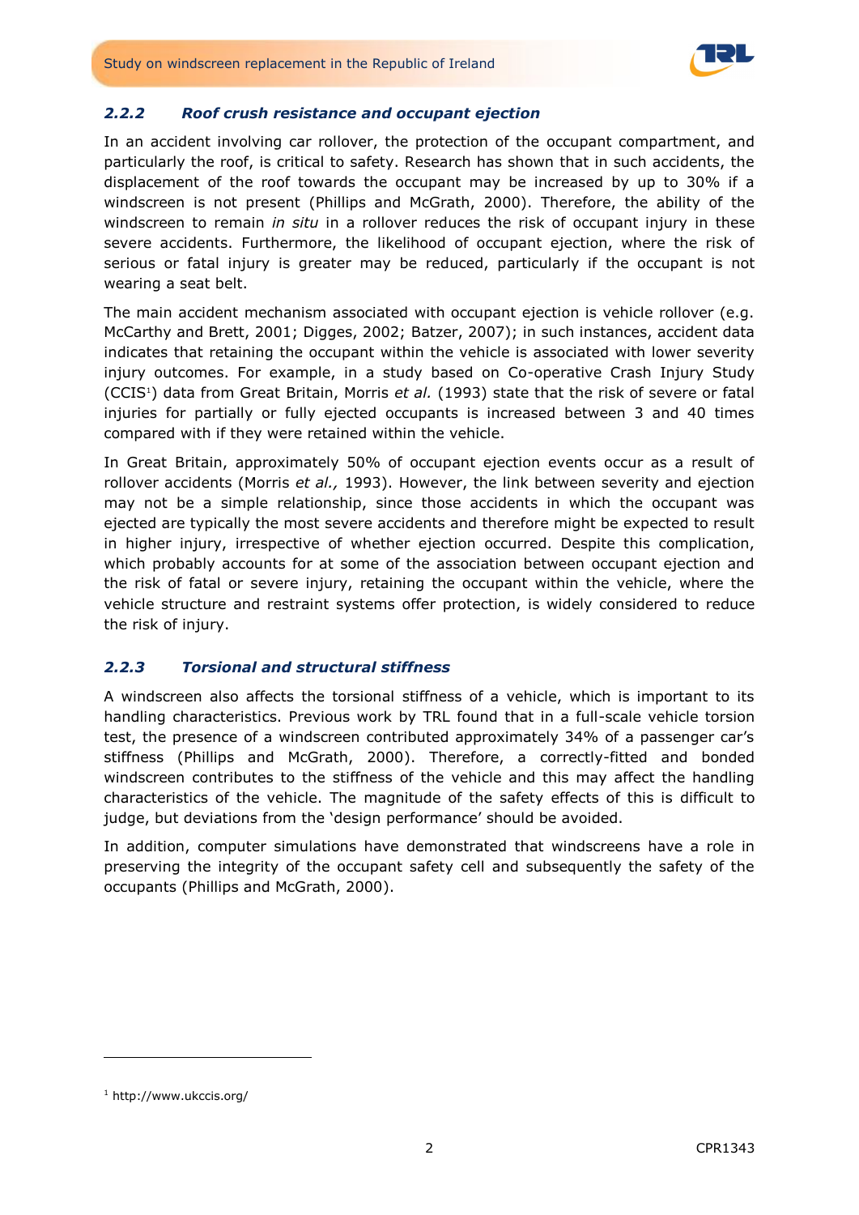### *2.2.2 Roof crush resistance and occupant ejection*

In an accident involving car rollover, the protection of the occupant compartment, and particularly the roof, is critical to safety. Research has shown that in such accidents, the displacement of the roof towards the occupant may be increased by up to 30% if a windscreen is not present (Phillips and McGrath, 2000). Therefore, the ability of the windscreen to remain *in situ* in a rollover reduces the risk of occupant injury in these severe accidents. Furthermore, the likelihood of occupant ejection, where the risk of serious or fatal injury is greater may be reduced, particularly if the occupant is not wearing a seat belt.

The main accident mechanism associated with occupant ejection is vehicle rollover (e.g. McCarthy and Brett, 2001; Digges, 2002; Batzer, 2007); in such instances, accident data indicates that retaining the occupant within the vehicle is associated with lower severity injury outcomes. For example, in a study based on Co-operative Crash Injury Study (CCIS[1]) data from Great Britain, Morris *et al.* (1993) state that the risk of severe or fatal injuries for partially or fully ejected occupants is increased between 3 and 40 times compared with if they were retained within the vehicle.

In Great Britain, approximately 50% of occupant ejection events occur as a result of rollover accidents (Morris *et al.,* 1993). However, the link between severity and ejection may not be a simple relationship, since those accidents in which the occupant was ejected are typically the most severe accidents and therefore might be expected to result in higher injury, irrespective of whether ejection occurred. Despite this complication, which probably accounts for at some of the association between occupant ejection and the risk of fatal or severe injury, retaining the occupant within the vehicle, where the vehicle structure and restraint systems offer protection, is widely considered to reduce the risk of injury.

### *2.2.3 Torsional and structural stiffness*

A windscreen also affects the torsional stiffness of a vehicle, which is important to its handling characteristics. Previous work by TRL found that in a full-scale vehicle torsion test, the presence of a windscreen contributed approximately 34% of a passenger car's stiffness (Phillips and McGrath, 2000). Therefore, a correctly-fitted and bonded windscreen contributes to the stiffness of the vehicle and this may affect the handling characteristics of the vehicle. The magnitude of the safety effects of this is difficult to judge, but deviations from the 'design performance' should be avoided.

In addition, computer simulations have demonstrated that windscreens have a role in preserving the integrity of the occupant safety cell and subsequently the safety of the occupants (Phillips and McGrath, 2000).

---

[1] http://www.ukccis.org/